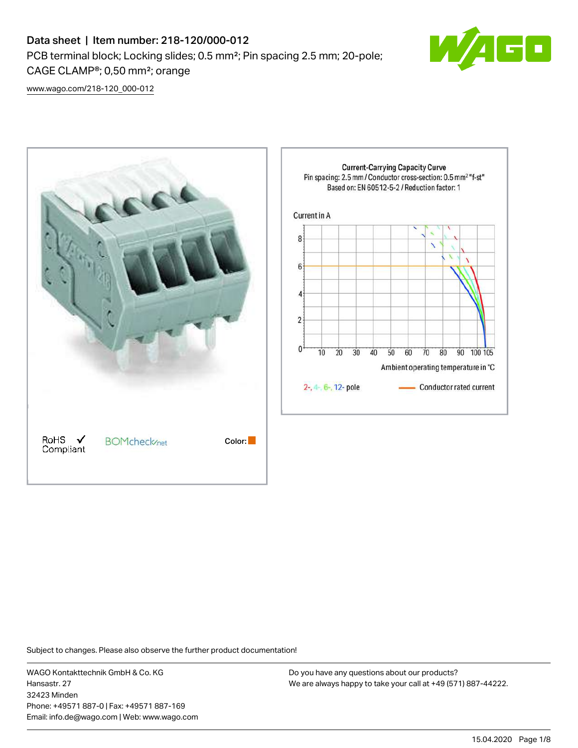# Data sheet | Item number: 218-120/000-012

PCB terminal block; Locking slides; 0.5 mm²; Pin spacing 2.5 mm; 20-pole; CAGE CLAMP®; 0,50 mm²; orange

www.wago.com/218-120_000-012

RoHS ✓ Compliant

BOMcheck.net

Color:

**Current-Carrying Capacity Curve**
Pin spacing: 2.5 mm / Conductor cross-section: 0.5 mm² "f-st"
Based on: EN 60512-5-2 / Reduction factor: 1

Current in A

Ambient operating temperature in °C

2-, 4-, 6-, 12- pole

Conductor rated current

Subject to changes. Please also observe the further product documentation!

WAGO Kontakttechnik GmbH & Co. KG
Hansastr. 27
32423 Minden
Phone: +49571 887-0 | Fax: +49571 887-169
Email: info.de@wago.com | Web: www.wago.com

Do you have any questions about our products?
We are always happy to take your call at +49 (571) 887-44222.

15.04.2020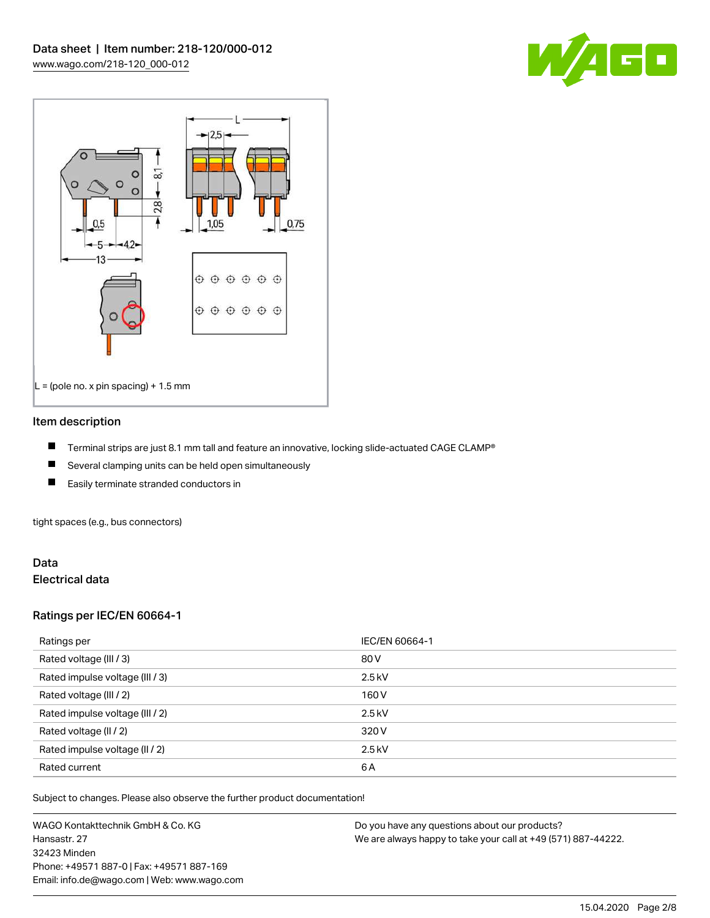L = (pole no. x pin spacing) + 1.5 mm

## Item description

- Terminal strips are just 8.1 mm tall and feature an innovative, locking slide-actuated CAGE CLAMP®
- Several clamping units can be held open simultaneously
- Easily terminate stranded conductors in

tight spaces (e.g., bus connectors)

## Data

### Electrical data

### Ratings per IEC/EN 60664-1

| Ratings per | IEC/EN 60664-1 |
|---|---|
| Rated voltage (III / 3) | 80 V |
| Rated impulse voltage (III / 3) | 2.5 kV |
| Rated voltage (III / 2) | 160 V |
| Rated impulse voltage (III / 2) | 2.5 kV |
| Rated voltage (II / 2) | 320 V |
| Rated impulse voltage (II / 2) | 2.5 kV |
| Rated current | 6 A |

Subject to changes. Please also observe the further product documentation!

WAGO Kontakttechnik GmbH & Co. KG
Hansastr. 27
32423 Minden
Phone: +49571 887-0 | Fax: +49571 887-169
Email: info.de@wago.com | Web: www.wago.com

Do you have any questions about our products?
We are always happy to take your call at +49 (571) 887-44222.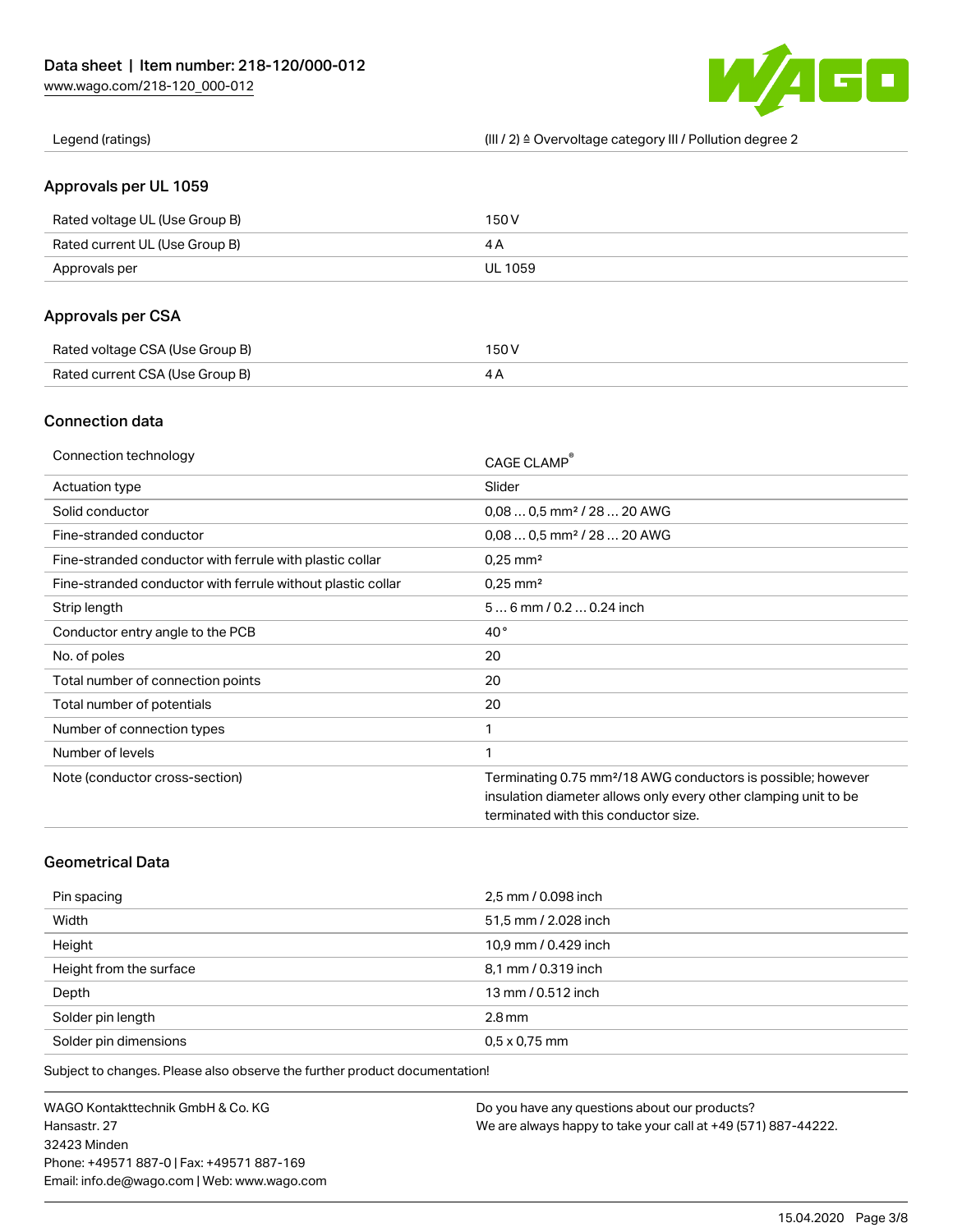| Legend (ratings) | (III / 2) ≙ Overvoltage category III / Pollution degree 2 |
| --- | --- |

## Approvals per UL 1059

| | |
| --- | --- |
| Rated voltage UL (Use Group B) | 150 V |
| Rated current UL (Use Group B) | 4 A |
| Approvals per | UL 1059 |

## Approvals per CSA

| | |
| --- | --- |
| Rated voltage CSA (Use Group B) | 150 V |
| Rated current CSA (Use Group B) | 4 A |

## Connection data

| | |
| --- | --- |
| Connection technology | CAGE CLAMP® |
| Actuation type | Slider |
| Solid conductor | 0,08 … 0,5 mm² / 28 … 20 AWG |
| Fine-stranded conductor | 0,08 … 0,5 mm² / 28 … 20 AWG |
| Fine-stranded conductor with ferrule with plastic collar | 0,25 mm² |
| Fine-stranded conductor with ferrule without plastic collar | 0,25 mm² |
| Strip length | 5 … 6 mm / 0.2 … 0.24 inch |
| Conductor entry angle to the PCB | 40 ° |
| No. of poles | 20 |
| Total number of connection points | 20 |
| Total number of potentials | 20 |
| Number of connection types | 1 |
| Number of levels | 1 |
| Note (conductor cross-section) | Terminating 0.75 mm²/18 AWG conductors is possible; however insulation diameter allows only every other clamping unit to be terminated with this conductor size. |

## Geometrical Data

| | |
| --- | --- |
| Pin spacing | 2,5 mm / 0.098 inch |
| Width | 51,5 mm / 2.028 inch |
| Height | 10,9 mm / 0.429 inch |
| Height from the surface | 8,1 mm / 0.319 inch |
| Depth | 13 mm / 0.512 inch |
| Solder pin length | 2.8 mm |
| Solder pin dimensions | 0,5 x 0,75 mm |

Subject to changes. Please also observe the further product documentation!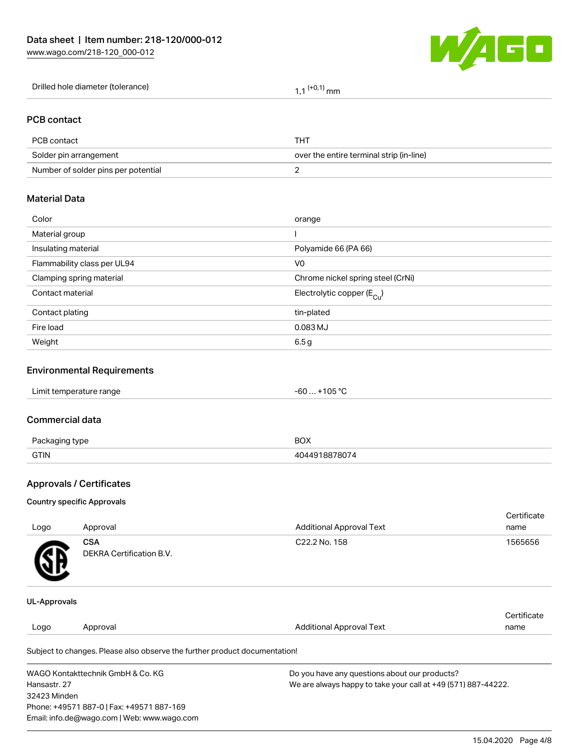| Drilled hole diameter (tolerance) | 1,1 $^{(+0,1)}$ mm |
|---|---|

## PCB contact

| PCB contact | THT |
|---|---|
| Solder pin arrangement | over the entire terminal strip (in-line) |
| Number of solder pins per potential | 2 |

## Material Data

| Color | orange |
|---|---|
| Material group | I |
| Insulating material | Polyamide 66 (PA 66) |
| Flammability class per UL94 | V0 |
| Clamping spring material | Chrome nickel spring steel (CrNi) |
| Contact material | Electrolytic copper ($E_{Cu}$) |
| Contact plating | tin-plated |
| Fire load | 0.083 MJ |
| Weight | 6.5 g |

## Environmental Requirements

| Limit temperature range | -60 … +105 °C |
|---|---|

## Commercial data

| Packaging type | BOX |
|---|---|
| GTIN | 4044918878074 |

## Approvals / Certificates

### Country specific Approvals

| Logo | Approval | Additional Approval Text | Certificate name |
|---|---|---|---|
| | **CSA** DEKRA Certification B.V. | C22.2 No. 158 | 1565656 |

### UL-Approvals

| Logo | Approval | Additional Approval Text | Certificate name |
|---|---|---|---|

Subject to changes. Please also observe the further product documentation!

WAGO Kontakttechnik GmbH & Co. KG
Hansastr. 27
32423 Minden
Phone: +49571 887-0 | Fax: +49571 887-169
Email: info.de@wago.com | Web: www.wago.com

Do you have any questions about our products?
We are always happy to take your call at +49 (571) 887-44222.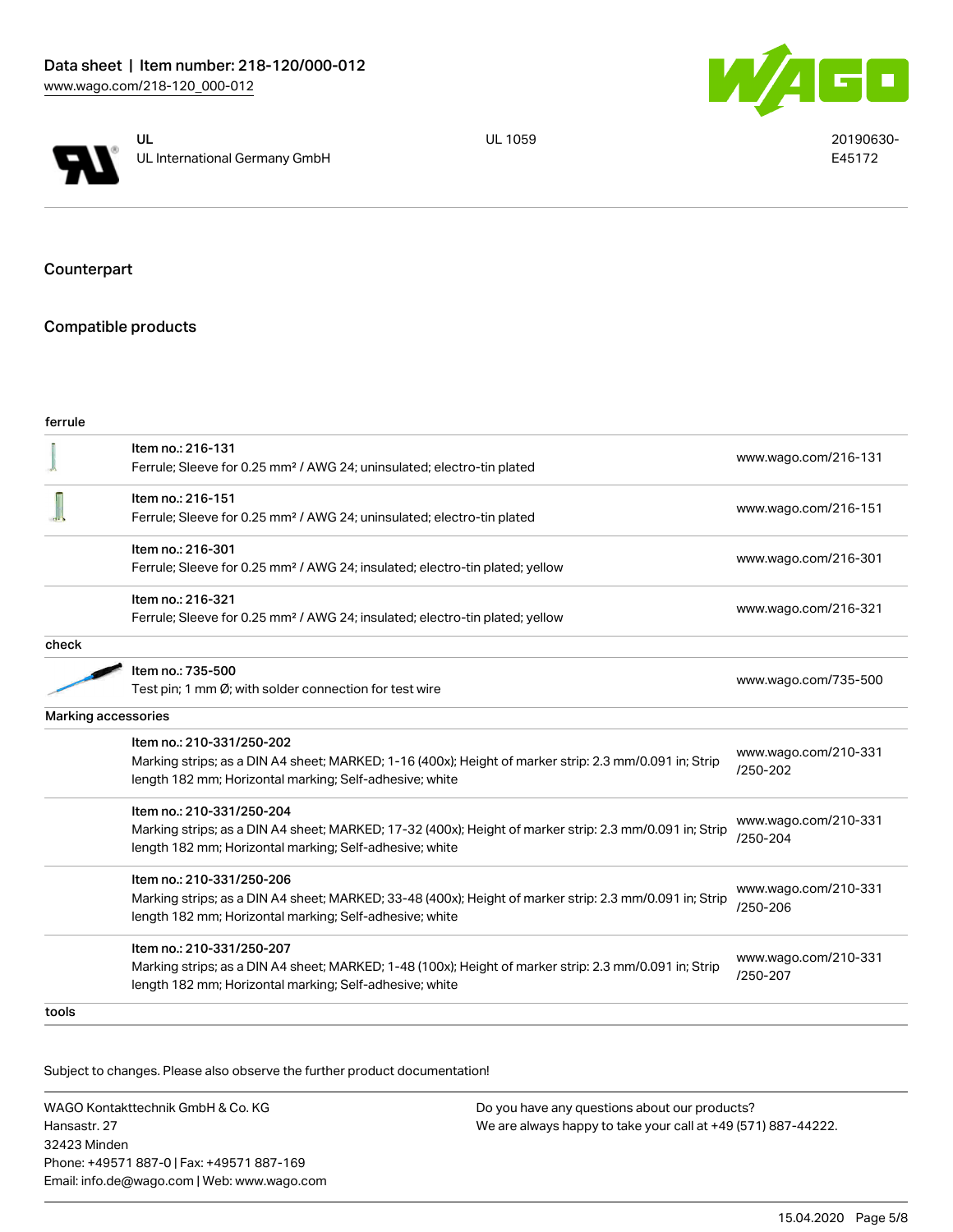| | | | |
|---|---|---|---|
| | UL<br>UL International Germany GmbH | UL 1059 | 20190630-E45172 |

## Counterpart

## Compatible products

| | | |
|---|---|---|
| **ferrule** | | |
| | Item no.: 216-131<br>Ferrule; Sleeve for 0.25 mm² / AWG 24; uninsulated; electro-tin plated | www.wago.com/216-131 |
| | Item no.: 216-151<br>Ferrule; Sleeve for 0.25 mm² / AWG 24; uninsulated; electro-tin plated | www.wago.com/216-151 |
| | Item no.: 216-301<br>Ferrule; Sleeve for 0.25 mm² / AWG 24; insulated; electro-tin plated; yellow | www.wago.com/216-301 |
| | Item no.: 216-321<br>Ferrule; Sleeve for 0.25 mm² / AWG 24; insulated; electro-tin plated; yellow | www.wago.com/216-321 |
| **check** | | |
| | Item no.: 735-500<br>Test pin; 1 mm Ø; with solder connection for test wire | www.wago.com/735-500 |
| **Marking accessories** | | |
| | Item no.: 210-331/250-202<br>Marking strips; as a DIN A4 sheet; MARKED; 1-16 (400x); Height of marker strip: 2.3 mm/0.091 in; Strip length 182 mm; Horizontal marking; Self-adhesive; white | www.wago.com/210-331/250-202 |
| | Item no.: 210-331/250-204<br>Marking strips; as a DIN A4 sheet; MARKED; 17-32 (400x); Height of marker strip: 2.3 mm/0.091 in; Strip length 182 mm; Horizontal marking; Self-adhesive; white | www.wago.com/210-331/250-204 |
| | Item no.: 210-331/250-206<br>Marking strips; as a DIN A4 sheet; MARKED; 33-48 (400x); Height of marker strip: 2.3 mm/0.091 in; Strip length 182 mm; Horizontal marking; Self-adhesive; white | www.wago.com/210-331/250-206 |
| | Item no.: 210-331/250-207<br>Marking strips; as a DIN A4 sheet; MARKED; 1-48 (100x); Height of marker strip: 2.3 mm/0.091 in; Strip length 182 mm; Horizontal marking; Self-adhesive; white | www.wago.com/210-331/250-207 |
| **tools** | | |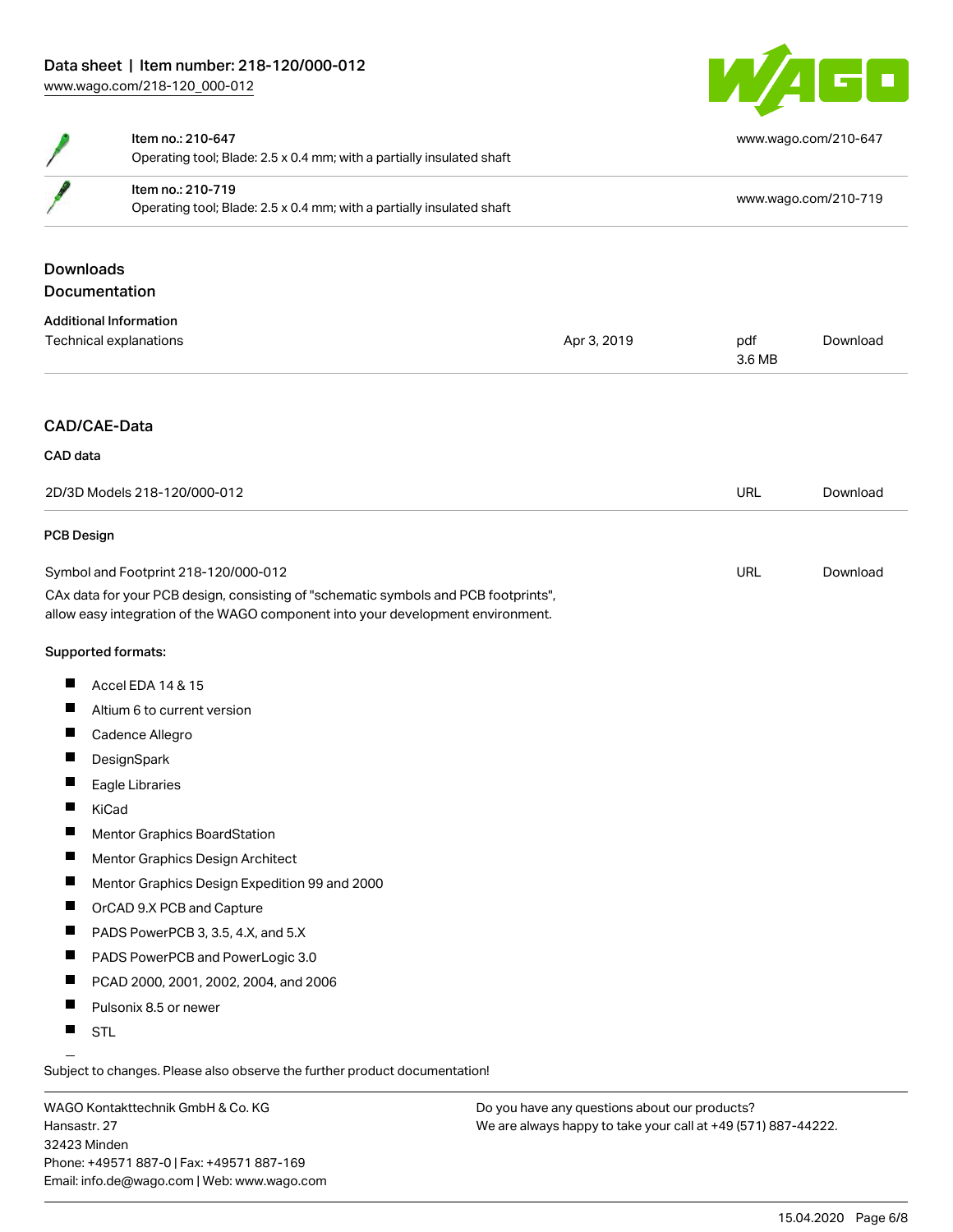| | | |
|---|---|---|
| | Item no.: 210-647<br>Operating tool; Blade: 2.5 x 0.4 mm; with a partially insulated shaft | www.wago.com/210-647 |
| | Item no.: 210-719<br>Operating tool; Blade: 2.5 x 0.4 mm; with a partially insulated shaft | www.wago.com/210-719 |

## Downloads

## Documentation

### Additional Information

| | | | |
|---|---|---|---|
| Technical explanations | Apr 3, 2019 | pdf<br>3.6 MB | Download |

## CAD/CAE-Data

### CAD data

| | | |
|---|---|---|
| 2D/3D Models 218-120/000-012 | URL | Download |

### PCB Design

| | | |
|---|---|---|
| Symbol and Footprint 218-120/000-012 | URL | Download |

CAx data for your PCB design, consisting of "schematic symbols and PCB footprints", allow easy integration of the WAGO component into your development environment.

**Supported formats:**

- Accel EDA 14 & 15
- Altium 6 to current version
- Cadence Allegro
- DesignSpark
- Eagle Libraries
- KiCad
- Mentor Graphics BoardStation
- Mentor Graphics Design Architect
- Mentor Graphics Design Expedition 99 and 2000
- OrCAD 9.X PCB and Capture
- PADS PowerPCB 3, 3.5, 4.X, and 5.X
- PADS PowerPCB and PowerLogic 3.0
- PCAD 2000, 2001, 2002, 2004, and 2006
- Pulsonix 8.5 or newer
- STL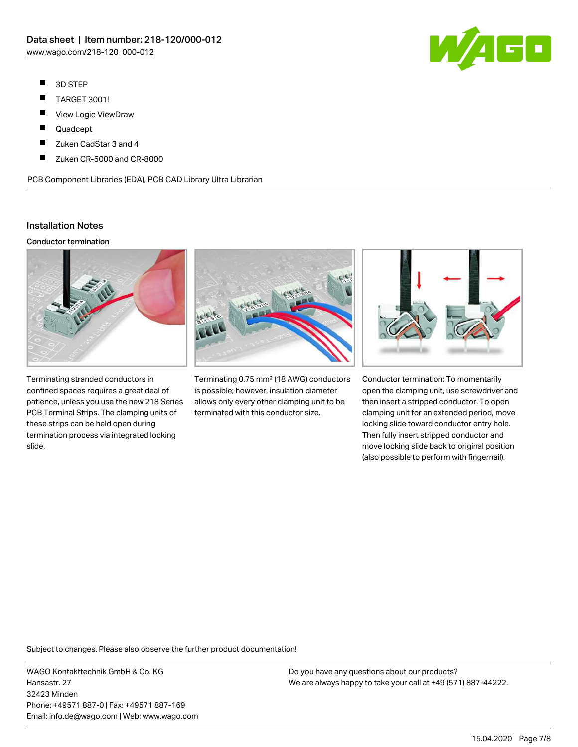- 3D STEP
- TARGET 3001!
- View Logic ViewDraw
- Quadcept
- Zuken CadStar 3 and 4
- Zuken CR-5000 and CR-8000

PCB Component Libraries (EDA), PCB CAD Library Ultra Librarian

## Installation Notes

### Conductor termination

Terminating stranded conductors in confined spaces requires a great deal of patience, unless you use the new 218 Series PCB Terminal Strips. The clamping units of these strips can be held open during termination process via integrated locking slide.

Terminating 0.75 mm² (18 AWG) conductors is possible; however, insulation diameter allows only every other clamping unit to be terminated with this conductor size.

Conductor termination: To momentarily open the clamping unit, use screwdriver and then insert a stripped conductor. To open clamping unit for an extended period, move locking slide toward conductor entry hole. Then fully insert stripped conductor and move locking slide back to original position (also possible to perform with fingernail).

Subject to changes. Please also observe the further product documentation!

WAGO Kontakttechnik GmbH & Co. KG
Hansastr. 27
32423 Minden
Phone: +49571 887-0 | Fax: +49571 887-169
Email: info.de@wago.com | Web: www.wago.com

Do you have any questions about our products?
We are always happy to take your call at +49 (571) 887-44222.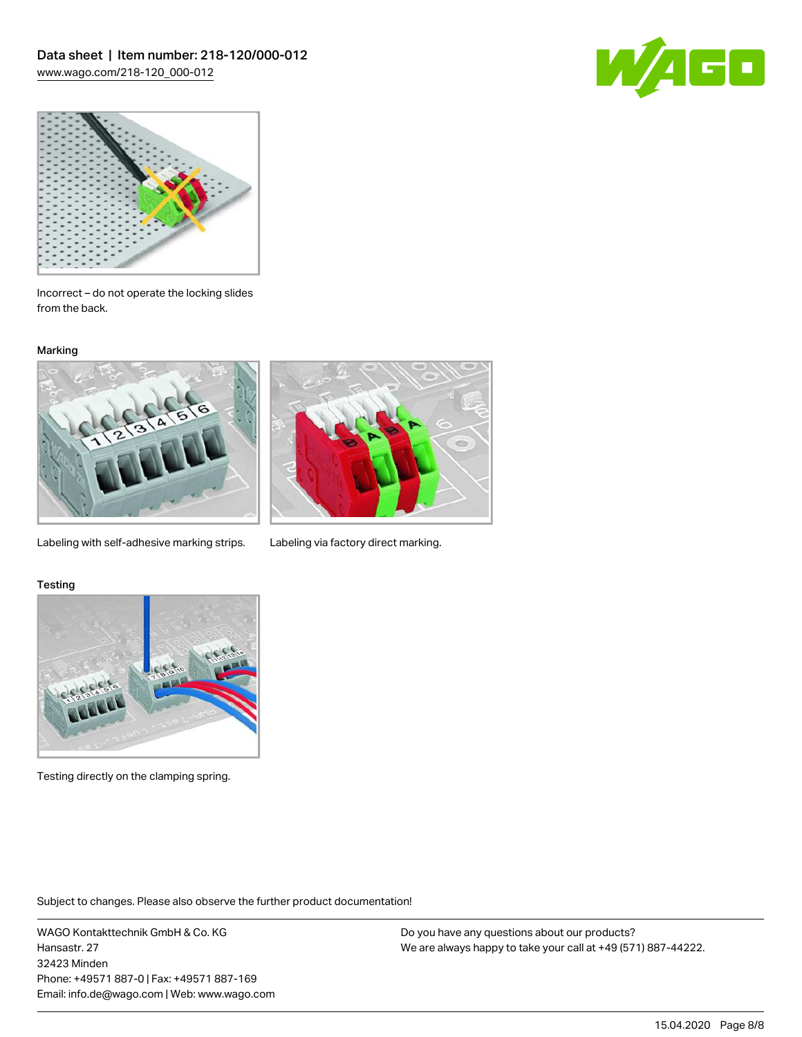Incorrect – do not operate the locking slides from the back.

## Marking

Labeling with self-adhesive marking strips.

Labeling via factory direct marking.

## Testing

Testing directly on the clamping spring.

Subject to changes. Please also observe the further product documentation!

WAGO Kontakttechnik GmbH & Co. KG
Hansastr. 27
32423 Minden
Phone: +49571 887-0 | Fax: +49571 887-169
Email: info.de@wago.com | Web: www.wago.com

Do you have any questions about our products?
We are always happy to take your call at +49 (571) 887-44222.